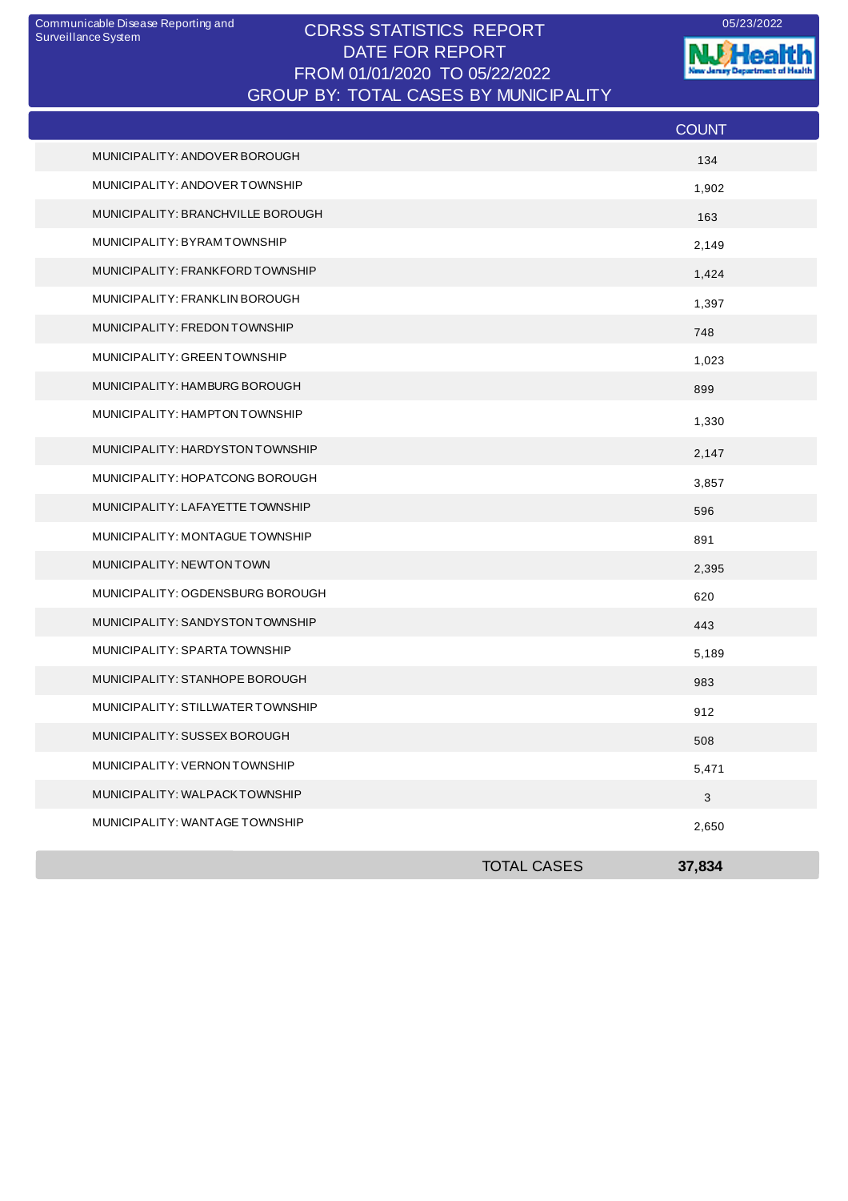Communicable Disease Reporting and Surveillance System

05/23/2022

# CDRSS STATISTICS REPORT
## DATE FOR REPORT
## FROM 01/01/2020 TO 05/22/2022
## GROUP BY: TOTAL CASES BY MUNICIPALITY

| | COUNT |
|---|---|
| MUNICIPALITY: ANDOVER BOROUGH | 134 |
| MUNICIPALITY: ANDOVER TOWNSHIP | 1,902 |
| MUNICIPALITY: BRANCHVILLE BOROUGH | 163 |
| MUNICIPALITY: BYRAM TOWNSHIP | 2,149 |
| MUNICIPALITY: FRANKFORD TOWNSHIP | 1,424 |
| MUNICIPALITY: FRANKLIN BOROUGH | 1,397 |
| MUNICIPALITY: FREDON TOWNSHIP | 748 |
| MUNICIPALITY: GREEN TOWNSHIP | 1,023 |
| MUNICIPALITY: HAMBURG BOROUGH | 899 |
| MUNICIPALITY: HAMPTON TOWNSHIP | 1,330 |
| MUNICIPALITY: HARDYSTON TOWNSHIP | 2,147 |
| MUNICIPALITY: HOPATCONG BOROUGH | 3,857 |
| MUNICIPALITY: LAFAYETTE TOWNSHIP | 596 |
| MUNICIPALITY: MONTAGUE TOWNSHIP | 891 |
| MUNICIPALITY: NEWTON TOWN | 2,395 |
| MUNICIPALITY: OGDENSBURG BOROUGH | 620 |
| MUNICIPALITY: SANDYSTON TOWNSHIP | 443 |
| MUNICIPALITY: SPARTA TOWNSHIP | 5,189 |
| MUNICIPALITY: STANHOPE BOROUGH | 983 |
| MUNICIPALITY: STILLWATER TOWNSHIP | 912 |
| MUNICIPALITY: SUSSEX BOROUGH | 508 |
| MUNICIPALITY: VERNON TOWNSHIP | 5,471 |
| MUNICIPALITY: WALPACK TOWNSHIP | 3 |
| MUNICIPALITY: WANTAGE TOWNSHIP | 2,650 |
| **TOTAL CASES** | **37,834** |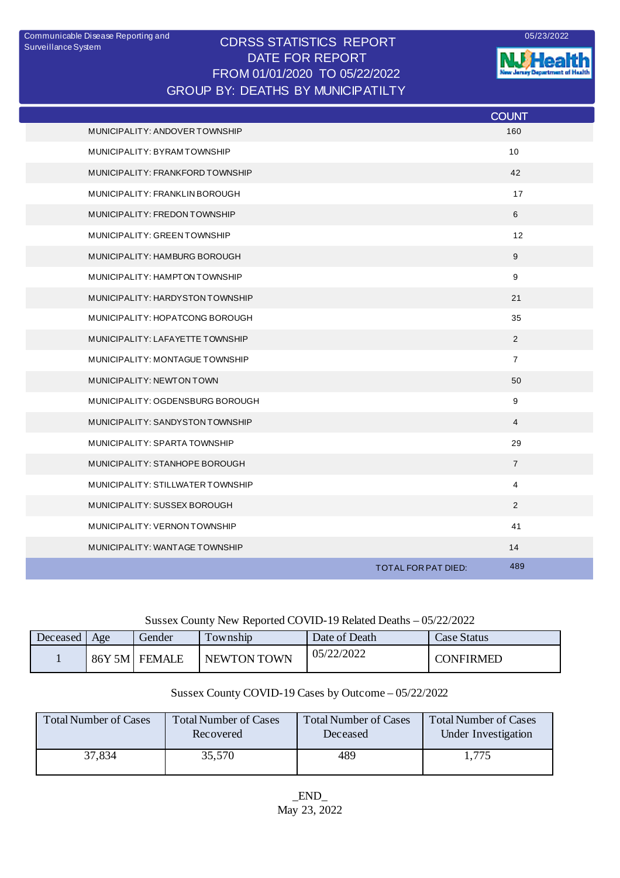Communicable Disease Reporting and Surveillance System

# CDRSS STATISTICS REPORT
## DATE FOR REPORT
## FROM 01/01/2020 TO 05/22/2022
## GROUP BY: DEATHS BY MUNICIPATILTY

05/23/2022

NJ Health
New Jersey Department of Health

| | COUNT |
|---|---|
| MUNICIPALITY: ANDOVER TOWNSHIP | 160 |
| MUNICIPALITY: BYRAM TOWNSHIP | 10 |
| MUNICIPALITY: FRANKFORD TOWNSHIP | 42 |
| MUNICIPALITY: FRANKLIN BOROUGH | 17 |
| MUNICIPALITY: FREDON TOWNSHIP | 6 |
| MUNICIPALITY: GREEN TOWNSHIP | 12 |
| MUNICIPALITY: HAMBURG BOROUGH | 9 |
| MUNICIPALITY: HAMPTON TOWNSHIP | 9 |
| MUNICIPALITY: HARDYSTON TOWNSHIP | 21 |
| MUNICIPALITY: HOPATCONG BOROUGH | 35 |
| MUNICIPALITY: LAFAYETTE TOWNSHIP | 2 |
| MUNICIPALITY: MONTAGUE TOWNSHIP | 7 |
| MUNICIPALITY: NEWTON TOWN | 50 |
| MUNICIPALITY: OGDENSBURG BOROUGH | 9 |
| MUNICIPALITY: SANDYSTON TOWNSHIP | 4 |
| MUNICIPALITY: SPARTA TOWNSHIP | 29 |
| MUNICIPALITY: STANHOPE BOROUGH | 7 |
| MUNICIPALITY: STILLWATER TOWNSHIP | 4 |
| MUNICIPALITY: SUSSEX BOROUGH | 2 |
| MUNICIPALITY: VERNON TOWNSHIP | 41 |
| MUNICIPALITY: WANTAGE TOWNSHIP | 14 |
| TOTAL FOR PAT DIED: | 489 |

Sussex County New Reported COVID-19 Related Deaths – 05/22/2022

| Deceased | Age | Gender | Township | Date of Death | Case Status |
|---|---|---|---|---|---|
| 1 | 86Y 5M | FEMALE | NEWTON TOWN | 05/22/2022 | CONFIRMED |

Sussex County COVID-19 Cases by Outcome – 05/22/2022

| Total Number of Cases | Total Number of Cases Recovered | Total Number of Cases Deceased | Total Number of Cases Under Investigation |
|---|---|---|---|
| 37,834 | 35,570 | 489 | 1,775 |

_END_
May 23, 2022